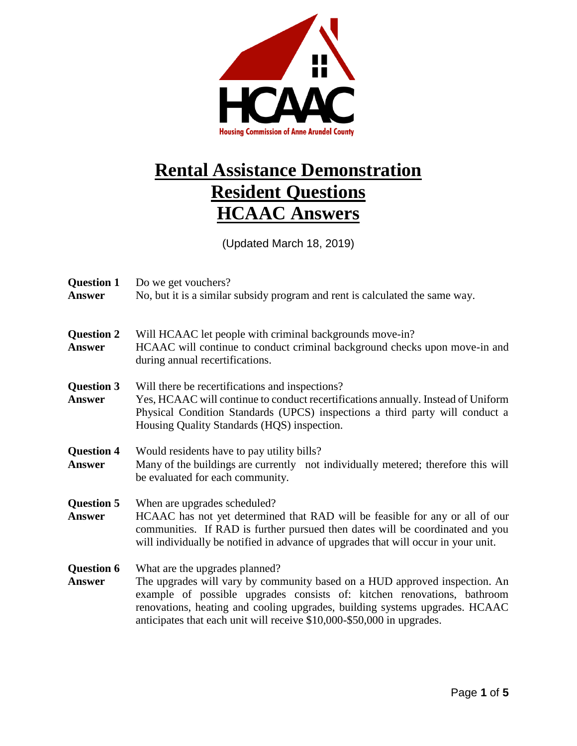Housing Commission of Anne Arundel County

# Rental Assistance Demonstration
# Resident Questions
# HCAAC Answers

(Updated March 18, 2019)

**Question 1** Do we get vouchers?
**Answer** No, but it is a similar subsidy program and rent is calculated the same way.

**Question 2** Will HCAAC let people with criminal backgrounds move-in?
**Answer** HCAAC will continue to conduct criminal background checks upon move-in and during annual recertifications.

**Question 3** Will there be recertifications and inspections?
**Answer** Yes, HCAAC will continue to conduct recertifications annually. Instead of Uniform Physical Condition Standards (UPCS) inspections a third party will conduct a Housing Quality Standards (HQS) inspection.

**Question 4** Would residents have to pay utility bills?
**Answer** Many of the buildings are currently not individually metered; therefore this will be evaluated for each community.

**Question 5** When are upgrades scheduled?
**Answer** HCAAC has not yet determined that RAD will be feasible for any or all of our communities. If RAD is further pursued then dates will be coordinated and you will individually be notified in advance of upgrades that will occur in your unit.

**Question 6** What are the upgrades planned?
**Answer** The upgrades will vary by community based on a HUD approved inspection. An example of possible upgrades consists of: kitchen renovations, bathroom renovations, heating and cooling upgrades, building systems upgrades. HCAAC anticipates that each unit will receive $10,000-$50,000 in upgrades.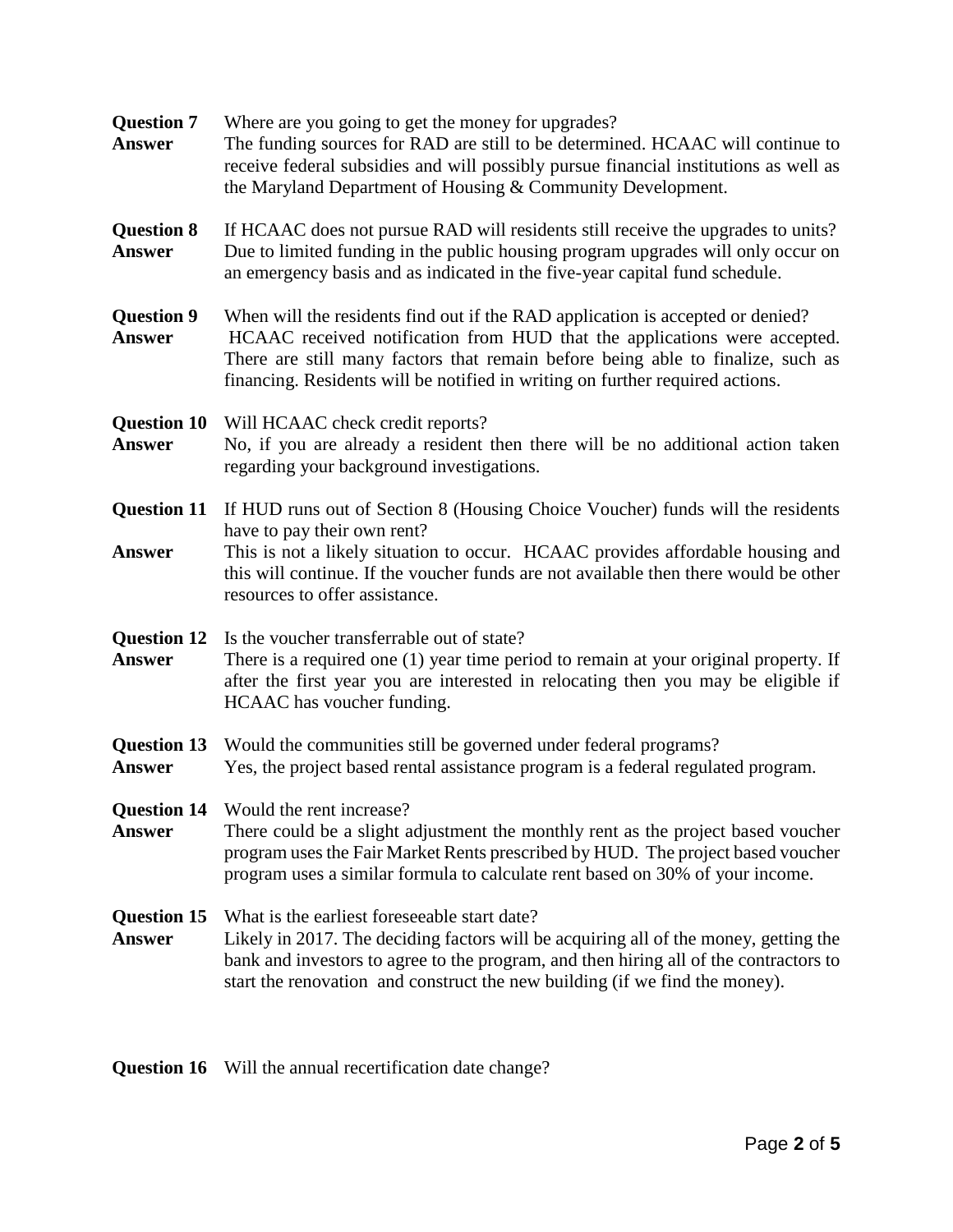**Question 7** Where are you going to get the money for upgrades?

**Answer** The funding sources for RAD are still to be determined. HCAAC will continue to receive federal subsidies and will possibly pursue financial institutions as well as the Maryland Department of Housing & Community Development.

**Question 8** If HCAAC does not pursue RAD will residents still receive the upgrades to units?

**Answer** Due to limited funding in the public housing program upgrades will only occur on an emergency basis and as indicated in the five-year capital fund schedule.

**Question 9** When will the residents find out if the RAD application is accepted or denied?

**Answer** HCAAC received notification from HUD that the applications were accepted. There are still many factors that remain before being able to finalize, such as financing. Residents will be notified in writing on further required actions.

**Question 10** Will HCAAC check credit reports?

**Answer** No, if you are already a resident then there will be no additional action taken regarding your background investigations.

**Question 11** If HUD runs out of Section 8 (Housing Choice Voucher) funds will the residents have to pay their own rent?

**Answer** This is not a likely situation to occur. HCAAC provides affordable housing and this will continue. If the voucher funds are not available then there would be other resources to offer assistance.

**Question 12** Is the voucher transferrable out of state?

**Answer** There is a required one (1) year time period to remain at your original property. If after the first year you are interested in relocating then you may be eligible if HCAAC has voucher funding.

**Question 13** Would the communities still be governed under federal programs?

**Answer** Yes, the project based rental assistance program is a federal regulated program.

**Question 14** Would the rent increase?

**Answer** There could be a slight adjustment the monthly rent as the project based voucher program uses the Fair Market Rents prescribed by HUD. The project based voucher program uses a similar formula to calculate rent based on 30% of your income.

**Question 15** What is the earliest foreseeable start date?

**Answer** Likely in 2017. The deciding factors will be acquiring all of the money, getting the bank and investors to agree to the program, and then hiring all of the contractors to start the renovation and construct the new building (if we find the money).

**Question 16** Will the annual recertification date change?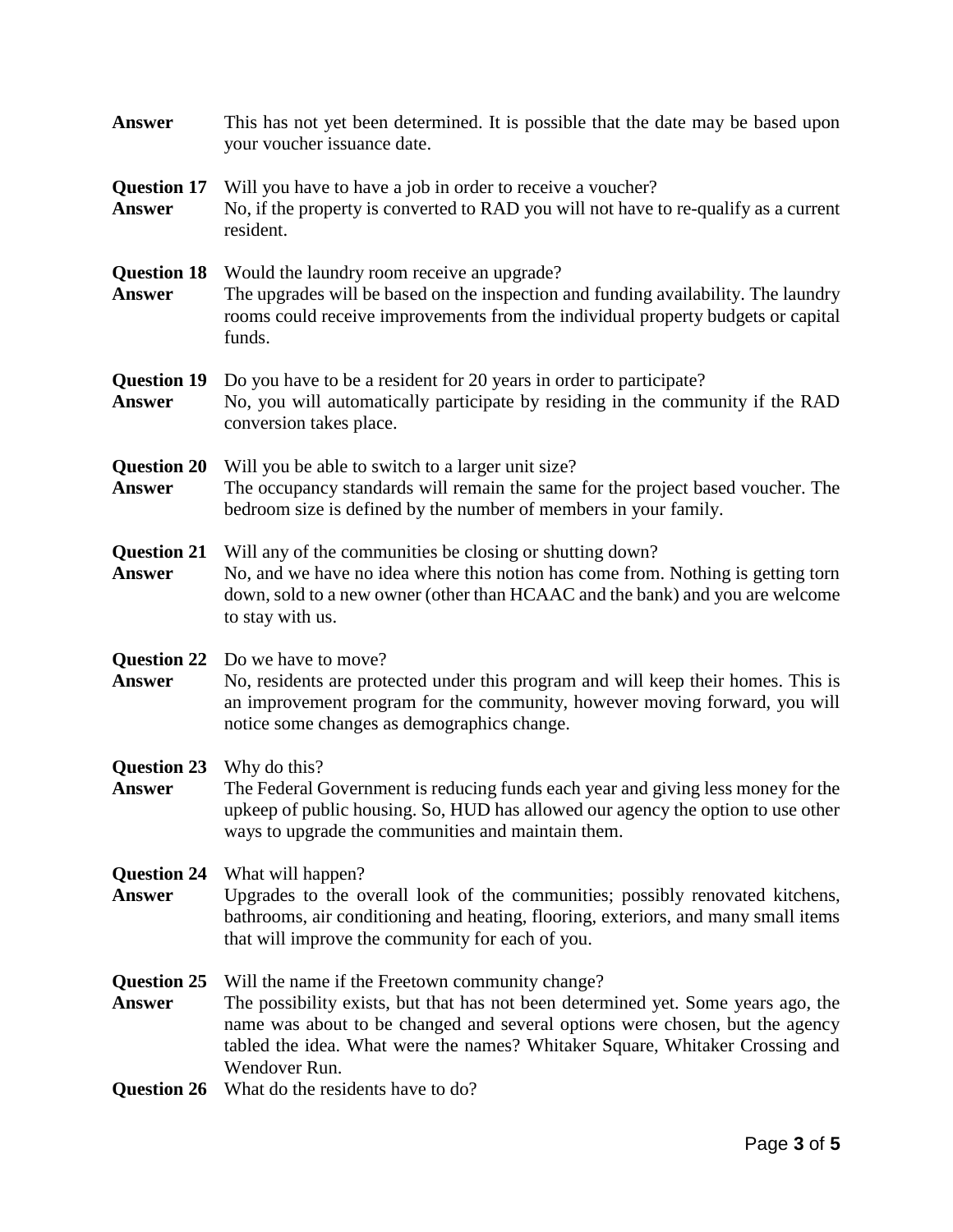**Answer** This has not yet been determined. It is possible that the date may be based upon your voucher issuance date.

**Question 17** Will you have to have a job in order to receive a voucher?
**Answer** No, if the property is converted to RAD you will not have to re-qualify as a current resident.

**Question 18** Would the laundry room receive an upgrade?
**Answer** The upgrades will be based on the inspection and funding availability. The laundry rooms could receive improvements from the individual property budgets or capital funds.

**Question 19** Do you have to be a resident for 20 years in order to participate?
**Answer** No, you will automatically participate by residing in the community if the RAD conversion takes place.

**Question 20** Will you be able to switch to a larger unit size?
**Answer** The occupancy standards will remain the same for the project based voucher. The bedroom size is defined by the number of members in your family.

**Question 21** Will any of the communities be closing or shutting down?
**Answer** No, and we have no idea where this notion has come from. Nothing is getting torn down, sold to a new owner (other than HCAAC and the bank) and you are welcome to stay with us.

**Question 22** Do we have to move?
**Answer** No, residents are protected under this program and will keep their homes. This is an improvement program for the community, however moving forward, you will notice some changes as demographics change.

**Question 23** Why do this?
**Answer** The Federal Government is reducing funds each year and giving less money for the upkeep of public housing. So, HUD has allowed our agency the option to use other ways to upgrade the communities and maintain them.

**Question 24** What will happen?
**Answer** Upgrades to the overall look of the communities; possibly renovated kitchens, bathrooms, air conditioning and heating, flooring, exteriors, and many small items that will improve the community for each of you.

**Question 25** Will the name if the Freetown community change?
**Answer** The possibility exists, but that has not been determined yet. Some years ago, the name was about to be changed and several options were chosen, but the agency tabled the idea. What were the names? Whitaker Square, Whitaker Crossing and Wendover Run.

**Question 26** What do the residents have to do?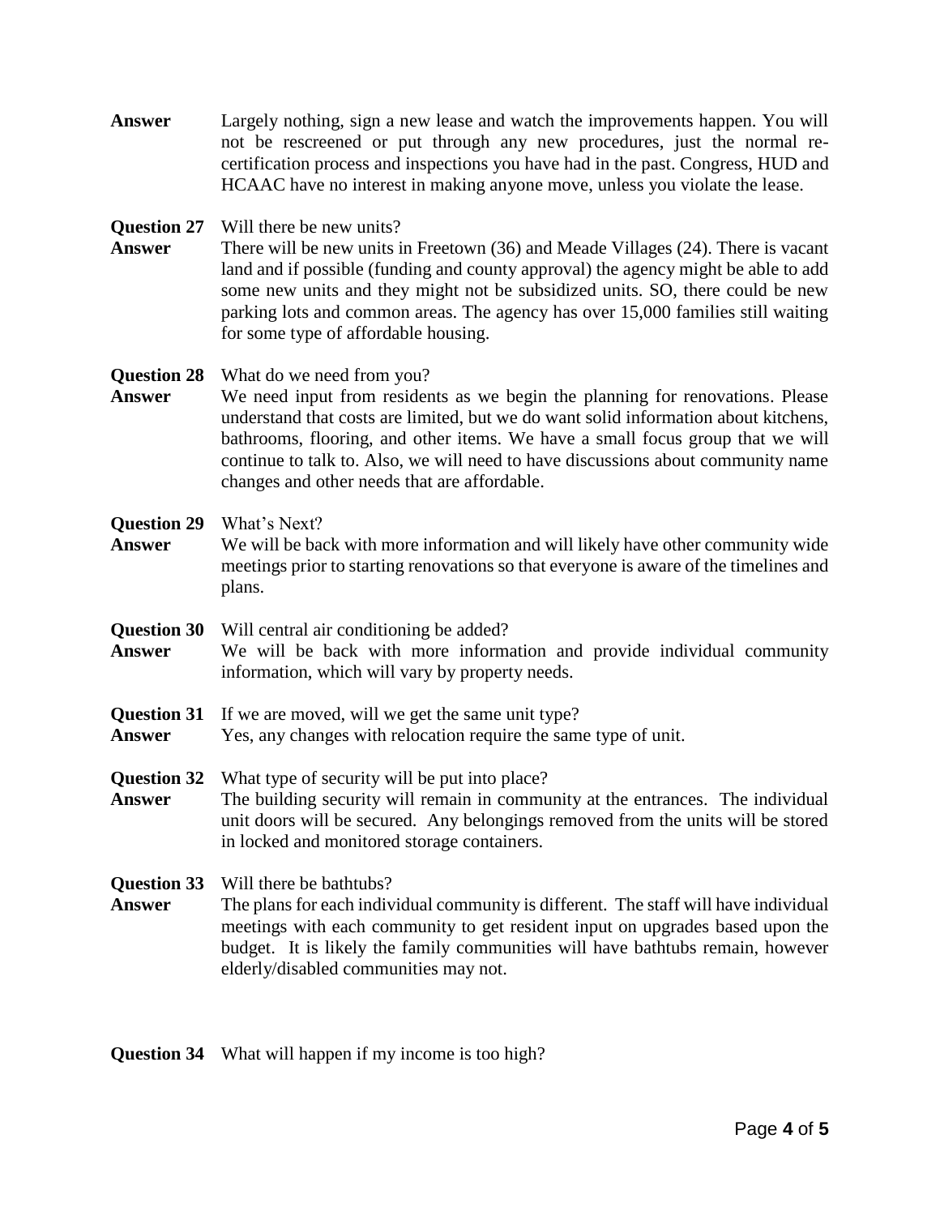**Answer** Largely nothing, sign a new lease and watch the improvements happen. You will not be rescreened or put through any new procedures, just the normal re-certification process and inspections you have had in the past. Congress, HUD and HCAAC have no interest in making anyone move, unless you violate the lease.

**Question 27** Will there be new units?
**Answer** There will be new units in Freetown (36) and Meade Villages (24). There is vacant land and if possible (funding and county approval) the agency might be able to add some new units and they might not be subsidized units. SO, there could be new parking lots and common areas. The agency has over 15,000 families still waiting for some type of affordable housing.

**Question 28** What do we need from you?
**Answer** We need input from residents as we begin the planning for renovations. Please understand that costs are limited, but we do want solid information about kitchens, bathrooms, flooring, and other items. We have a small focus group that we will continue to talk to. Also, we will need to have discussions about community name changes and other needs that are affordable.

**Question 29** What's Next?
**Answer** We will be back with more information and will likely have other community wide meetings prior to starting renovations so that everyone is aware of the timelines and plans.

**Question 30** Will central air conditioning be added?
**Answer** We will be back with more information and provide individual community information, which will vary by property needs.

**Question 31** If we are moved, will we get the same unit type?
**Answer** Yes, any changes with relocation require the same type of unit.

**Question 32** What type of security will be put into place?
**Answer** The building security will remain in community at the entrances. The individual unit doors will be secured. Any belongings removed from the units will be stored in locked and monitored storage containers.

**Question 33** Will there be bathtubs?
**Answer** The plans for each individual community is different. The staff will have individual meetings with each community to get resident input on upgrades based upon the budget. It is likely the family communities will have bathtubs remain, however elderly/disabled communities may not.

**Question 34** What will happen if my income is too high?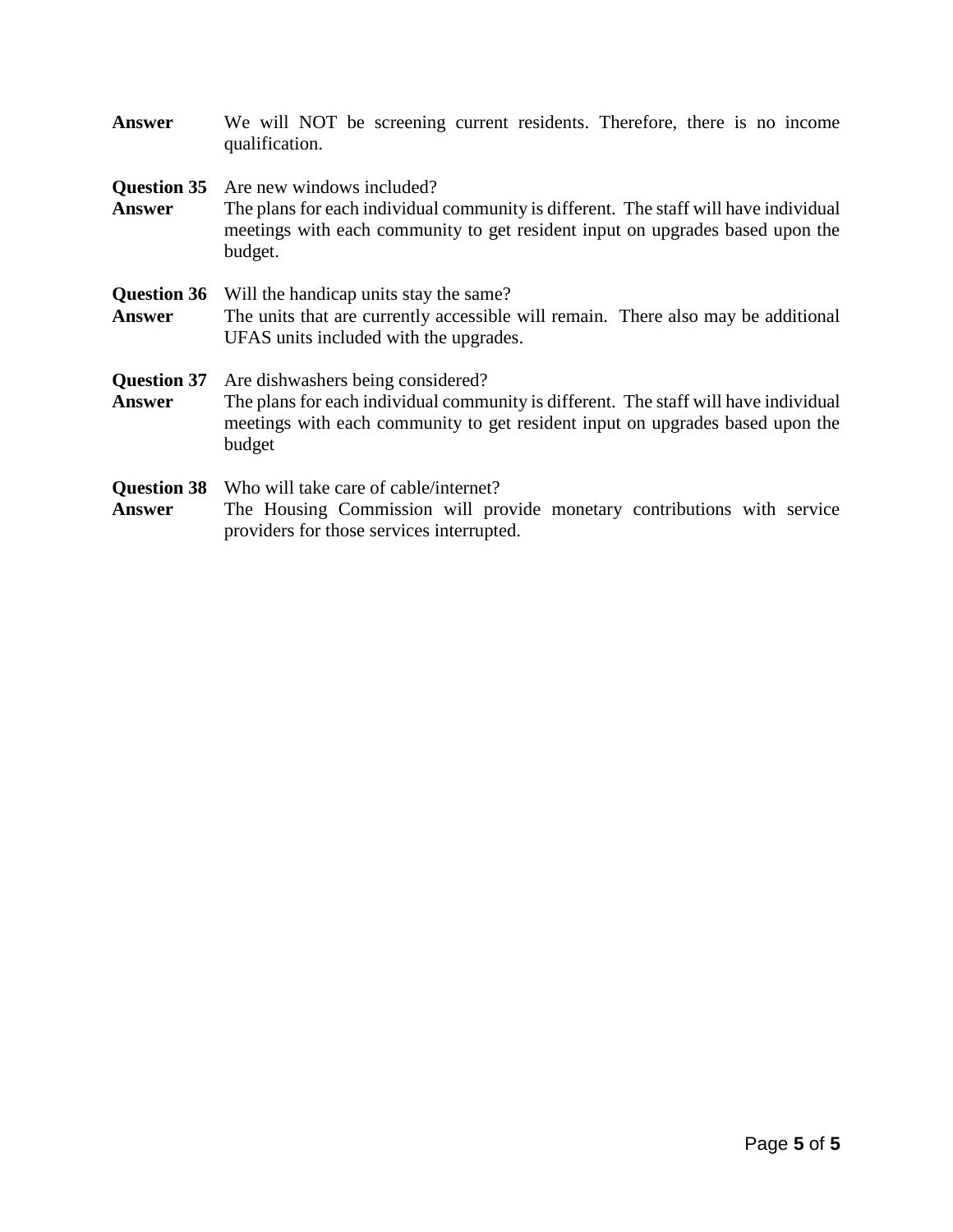**Answer** We will NOT be screening current residents. Therefore, there is no income qualification.

**Question 35** Are new windows included?
**Answer** The plans for each individual community is different. The staff will have individual meetings with each community to get resident input on upgrades based upon the budget.

**Question 36** Will the handicap units stay the same?
**Answer** The units that are currently accessible will remain. There also may be additional UFAS units included with the upgrades.

**Question 37** Are dishwashers being considered?
**Answer** The plans for each individual community is different. The staff will have individual meetings with each community to get resident input on upgrades based upon the budget

**Question 38** Who will take care of cable/internet?
**Answer** The Housing Commission will provide monetary contributions with service providers for those services interrupted.